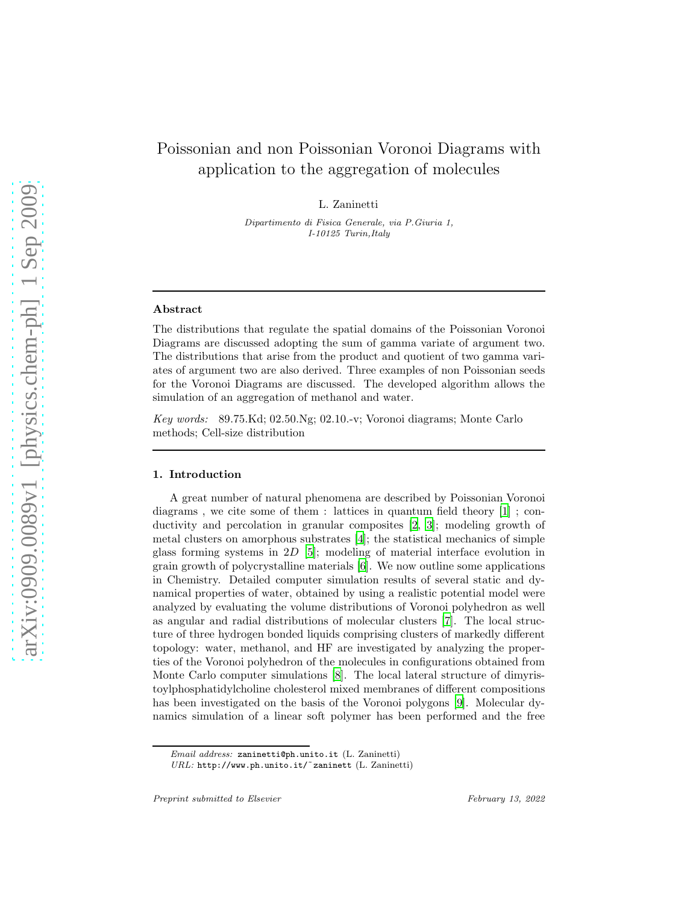# Poissonian and non Poissonian Voronoi Diagrams with application to the aggregation of molecules

L. Zaninetti

*Dipartimento di Fisica Generale, via P.Giuria 1, I-10125 Turin,Italy*

---

**Abstract**

The distributions that regulate the spatial domains of the Poissonian Voronoi Diagrams are discussed adopting the sum of gamma variate of argument two. The distributions that arise from the product and quotient of two gamma variates of argument two are also derived. Three examples of non Poissonian seeds for the Voronoi Diagrams are discussed. The developed algorithm allows the simulation of an aggregation of methanol and water.

*Key words:* 89.75.Kd; 02.50.Ng; 02.10.-v; Voronoi diagrams; Monte Carlo methods; Cell-size distribution

---

## 1. Introduction

A great number of natural phenomena are described by Poissonian Voronoi diagrams , we cite some of them : lattices in quantum field theory [1] ; conductivity and percolation in granular composites [2, 3]; modeling growth of metal clusters on amorphous substrates [4]; the statistical mechanics of simple glass forming systems in $2D$ [5]; modeling of material interface evolution in grain growth of polycrystalline materials [6]. We now outline some applications in Chemistry. Detailed computer simulation results of several static and dynamical properties of water, obtained by using a realistic potential model were analyzed by evaluating the volume distributions of Voronoi polyhedron as well as angular and radial distributions of molecular clusters [7]. The local structure of three hydrogen bonded liquids comprising clusters of markedly different topology: water, methanol, and HF are investigated by analyzing the properties of the Voronoi polyhedron of the molecules in configurations obtained from Monte Carlo computer simulations [8]. The local lateral structure of dimyristoylphosphatidylcholine cholesterol mixed membranes of different compositions has been investigated on the basis of the Voronoi polygons [9]. Molecular dynamics simulation of a linear soft polymer has been performed and the free

*Email address:* zaninetti@ph.unito.it (L. Zaninetti)
*URL:* http://www.ph.unito.it/~zaninett (L. Zaninetti)

*Preprint submitted to Elsevier* February 13, 2022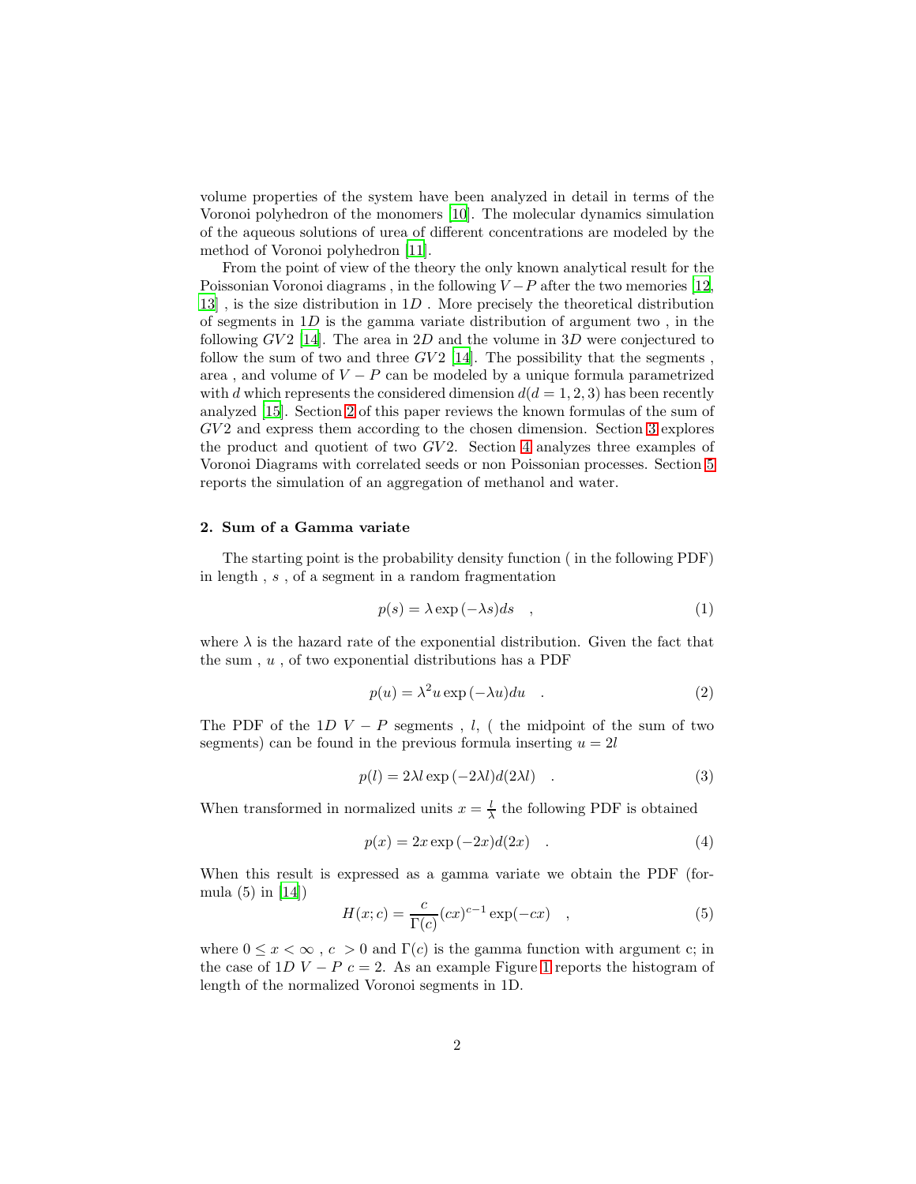volume properties of the system have been analyzed in detail in terms of the Voronoi polyhedron of the monomers [10]. The molecular dynamics simulation of the aqueous solutions of urea of different concentrations are modeled by the method of Voronoi polyhedron [11].

From the point of view of the theory the only known analytical result for the Poissonian Voronoi diagrams , in the following $V-P$ after the two memories [12, 13] , is the size distribution in $1D$ . More precisely the theoretical distribution of segments in $1D$ is the gamma variate distribution of argument two , in the following $GV2$ [14]. The area in $2D$ and the volume in $3D$ were conjectured to follow the sum of two and three $GV2$ [14]. The possibility that the segments , area , and volume of $V-P$ can be modeled by a unique formula parametrized with $d$ which represents the considered dimension $d(d=1,2,3)$ has been recently analyzed [15]. Section 2 of this paper reviews the known formulas of the sum of $GV2$ and express them according to the chosen dimension. Section 3 explores the product and quotient of two $GV2$. Section 4 analyzes three examples of Voronoi Diagrams with correlated seeds or non Poissonian processes. Section 5 reports the simulation of an aggregation of methanol and water.

## 2. Sum of a Gamma variate

The starting point is the probability density function ( in the following PDF) in length , $s$ , of a segment in a random fragmentation

$$p(s) = \lambda \exp(-\lambda s) ds \quad , \tag{1}$$

where $\lambda$ is the hazard rate of the exponential distribution. Given the fact that the sum , $u$ , of two exponential distributions has a PDF

$$p(u) = \lambda^2 u \exp(-\lambda u) du \quad . \tag{2}$$

The PDF of the $1D$ $V-P$ segments , $l$, ( the midpoint of the sum of two segments) can be found in the previous formula inserting $u = 2l$

$$p(l) = 2\lambda l \exp(-2\lambda l) d(2\lambda l) \quad . \tag{3}$$

When transformed in normalized units $x = \frac{l}{\lambda}$ the following PDF is obtained

$$p(x) = 2x \exp(-2x) d(2x) \quad . \tag{4}$$

When this result is expressed as a gamma variate we obtain the PDF (formula (5) in [14])

$$H(x; c) = \frac{c}{\Gamma(c)} (cx)^{c-1} \exp(-cx) \quad , \tag{5}$$

where $0 \leq x < \infty$ , $c > 0$ and $\Gamma(c)$ is the gamma function with argument c; in the case of $1D$ $V-P$ $c = 2$. As an example Figure 1 reports the histogram of length of the normalized Voronoi segments in 1D.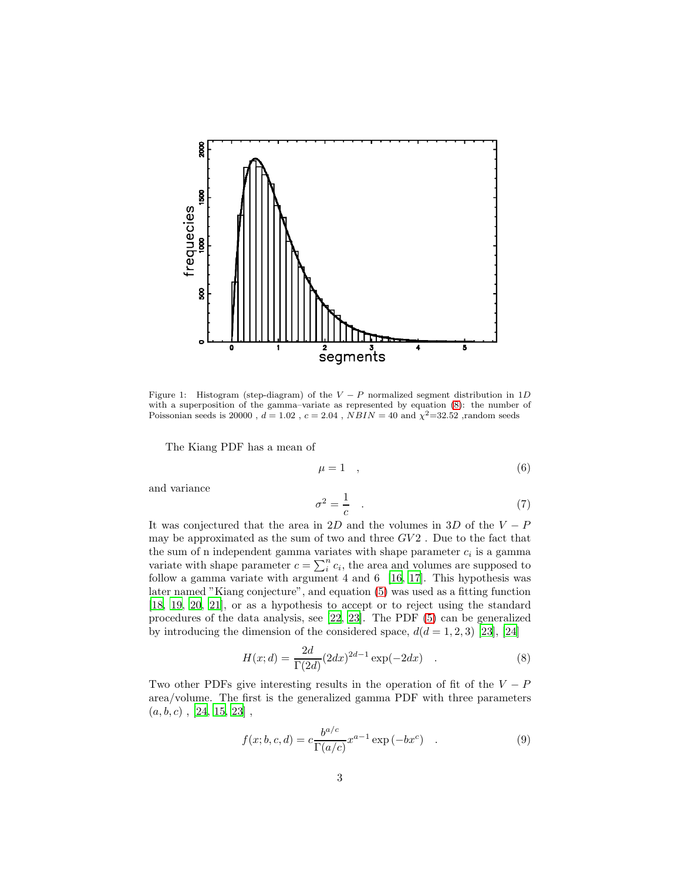Figure 1: Histogram (step-diagram) of the $V-P$ normalized segment distribution in $1D$ with a superposition of the gamma–variate as represented by equation (8): the number of Poissonian seeds is 20000 , $d=1.02$ , $c=2.04$ , $NBIN=40$ and $\chi^2$=32.52 ,random seeds

The Kiang PDF has a mean of

$$\mu = 1 \quad , \tag{6}$$

and variance

$$\sigma^2 = \frac{1}{c} \quad . \tag{7}$$

It was conjectured that the area in $2D$ and the volumes in $3D$ of the $V-P$ may be approximated as the sum of two and three $GV2$ . Due to the fact that the sum of n independent gamma variates with shape parameter $c_i$ is a gamma variate with shape parameter $c = \sum_i^n c_i$, the area and volumes are supposed to follow a gamma variate with argument 4 and 6 [16, 17]. This hypothesis was later named "Kiang conjecture", and equation (5) was used as a fitting function [18, 19, 20, 21], or as a hypothesis to accept or to reject using the standard procedures of the data analysis, see [22, 23]. The PDF (5) can be generalized by introducing the dimension of the considered space, $d (d = 1, 2, 3)$ [23], [24]

$$H(x; d) = \frac{2d}{\Gamma(2d)} (2dx)^{2d-1} \exp(-2dx) \quad . \tag{8}$$

Two other PDFs give interesting results in the operation of fit of the $V-P$ area/volume. The first is the generalized gamma PDF with three parameters $(a, b, c)$ , [24, 15, 23] ,

$$f(x; b, c, d) = c \frac{b^{a/c}}{\Gamma(a/c)} x^{a-1} \exp\left(-bx^c\right) \quad . \tag{9}$$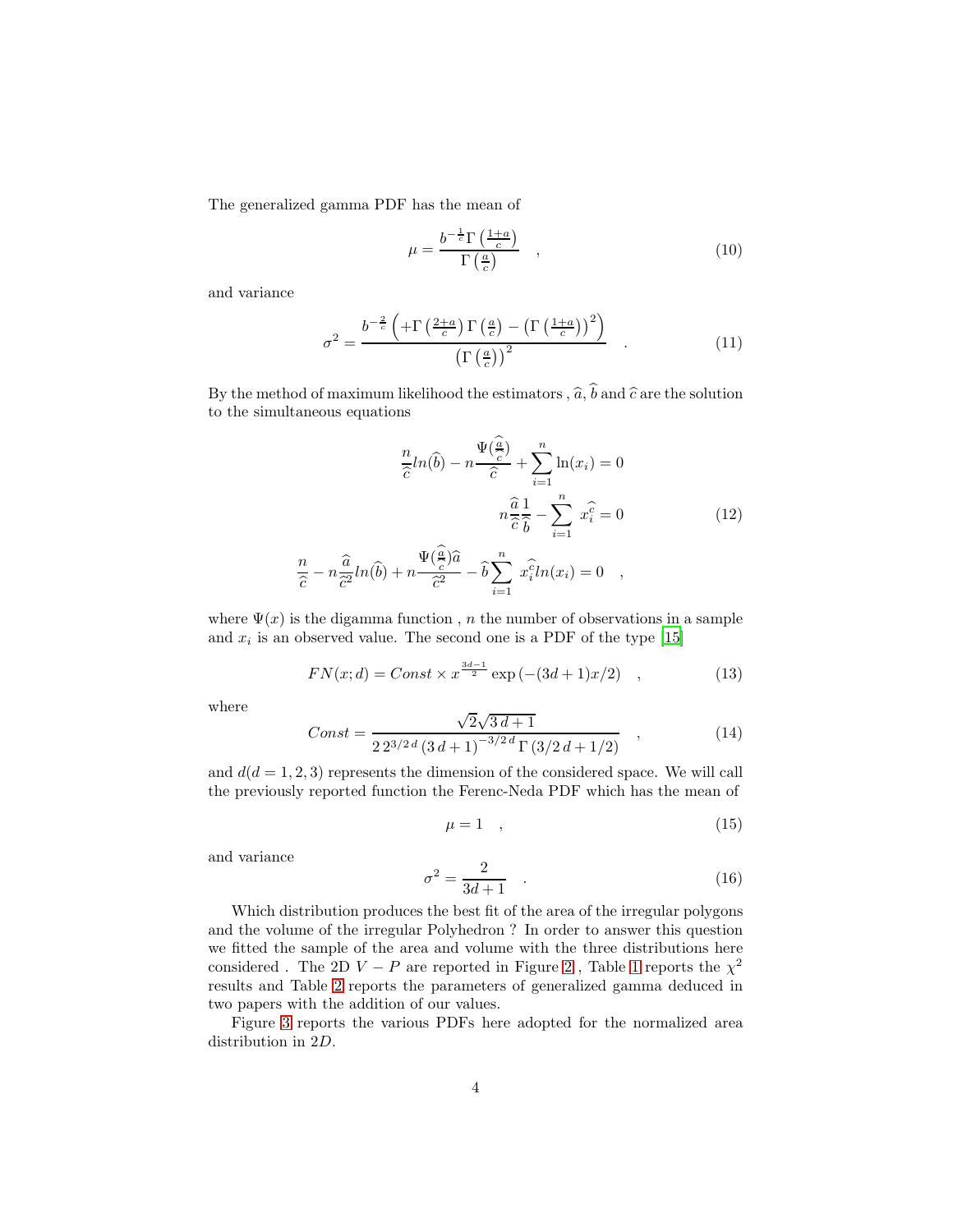The generalized gamma PDF has the mean of

$$\mu = \frac{b^{-\frac{1}{c}}\Gamma\left(\frac{1+a}{c}\right)}{\Gamma\left(\frac{a}{c}\right)} \quad , \tag{10}$$

and variance

$$\sigma^2 = \frac{b^{-\frac{2}{c}}\left(+\Gamma\left(\frac{2+a}{c}\right)\Gamma\left(\frac{a}{c}\right) - \left(\Gamma\left(\frac{1+a}{c}\right)\right)^2\right)}{\left(\Gamma\left(\frac{a}{c}\right)\right)^2} \quad . \tag{11}$$

By the method of maximum likelihood the estimators , $\widehat{a}$, $\widehat{b}$ and $\widehat{c}$ are the solution to the simultaneous equations

$$\begin{aligned}
\frac{n}{\widehat{c}}ln(\widehat{b}) - n\frac{\Psi(\frac{\widehat{a}}{\widehat{c}})}{\widehat{c}} + \sum_{i=1}^{n}\ln(x_i) = 0 \\
n\frac{\widehat{a}}{\widehat{c}}\frac{1}{\widehat{b}} - \sum_{i=1}^{n}\, x_i^{\widehat{c}} = 0 \\
\frac{n}{\widehat{c}} - n\frac{\widehat{a}}{\widehat{c}^2}ln(\widehat{b}) + n\frac{\Psi(\frac{\widehat{a}}{\widehat{c}})\widehat{a}}{\widehat{c}^2} - \widehat{b}\sum_{i=1}^{n}\, x_i^{\widehat{c}}ln(x_i) = 0 \quad ,
\end{aligned} \tag{12}$$

where $\Psi(x)$ is the digamma function , $n$ the number of observations in a sample and $x_i$ is an observed value. The second one is a PDF of the type [15]

$$FN(x;d) = Const \times x^{\frac{3d-1}{2}} \exp\left(-(3d+1)x/2\right) \quad , \tag{13}$$

where

$$Const = \frac{\sqrt{2}\sqrt{3\,d+1}}{2\,2^{3/2\,d}\left(3\,d+1\right)^{-3/2\,d}\Gamma\left(3/2\,d+1/2\right)} \quad , \tag{14}$$

and $d(d=1,2,3)$ represents the dimension of the considered space. We will call the previously reported function the Ferenc-Neda PDF which has the mean of

$$\mu = 1 \quad , \tag{15}$$

and variance

$$\sigma^2 = \frac{2}{3d+1} \quad . \tag{16}$$

Which distribution produces the best fit of the area of the irregular polygons and the volume of the irregular Polyhedron ? In order to answer this question we fitted the sample of the area and volume with the three distributions here considered . The 2D $V-P$ are reported in Figure 2 , Table 1 reports the $\chi^2$ results and Table 2 reports the parameters of generalized gamma deduced in two papers with the addition of our values.

Figure 3 reports the various PDFs here adopted for the normalized area distribution in $2D$.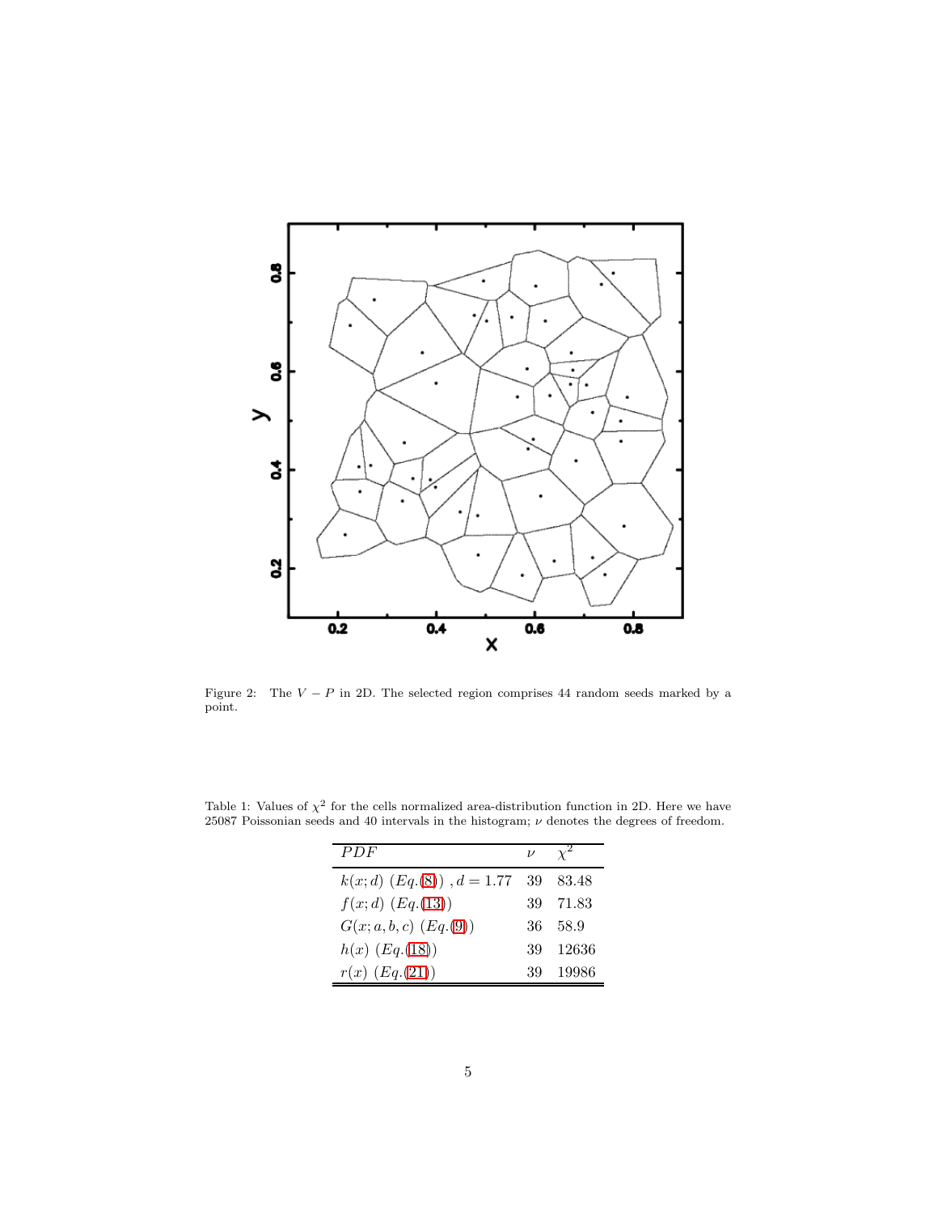Figure 2: The $V-P$ in 2D. The selected region comprises 44 random seeds marked by a point.

Table 1: Values of $\chi^2$ for the cells normalized area-distribution function in 2D. Here we have 25087 Poissonian seeds and 40 intervals in the histogram; $\nu$ denotes the degrees of freedom.

| $PDF$ | $\nu$ | $\chi^2$ |
|---|---|---|
| $k(x;d)$ $(Eq.(8))$ , $d = 1.77$ | 39 | 83.48 |
| $f(x;d)$ $(Eq.(13))$ | 39 | 71.83 |
| $G(x;a,b,c)$ $(Eq.(9))$ | 36 | 58.9 |
| $h(x)$ $(Eq.(18))$ | 39 | 12636 |
| $r(x)$ $(Eq.(21))$ | 39 | 19986 |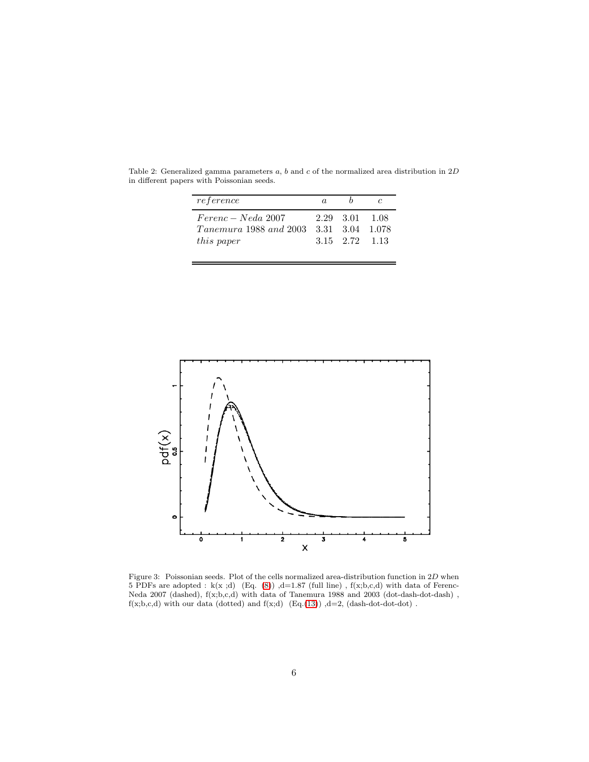Table 2: Generalized gamma parameters $a$, $b$ and $c$ of the normalized area distribution in $2D$ in different papers with Poissonian seeds.

| *reference* | $a$ | $b$ | $c$ |
|---|---|---|---|
| *Ferenc* − *Neda* 2007 | 2.29 | 3.01 | 1.08 |
| *Tanemura* 1988 *and* 2003 | 3.31 | 3.04 | 1.078 |
| *this paper* | 3.15 | 2.72 | 1.13 |

Figure 3: Poissonian seeds. Plot of the cells normalized area-distribution function in $2D$ when 5 PDFs are adopted : k(x ;d) (Eq. (8)) ,d=1.87 (full line) , f(x;b,c,d) with data of Ferenc-Neda 2007 (dashed), f(x;b,c,d) with data of Tanemura 1988 and 2003 (dot-dash-dot-dash) , f(x;b,c,d) with our data (dotted) and f(x;d) (Eq.(13)) ,d=2, (dash-dot-dot-dot) .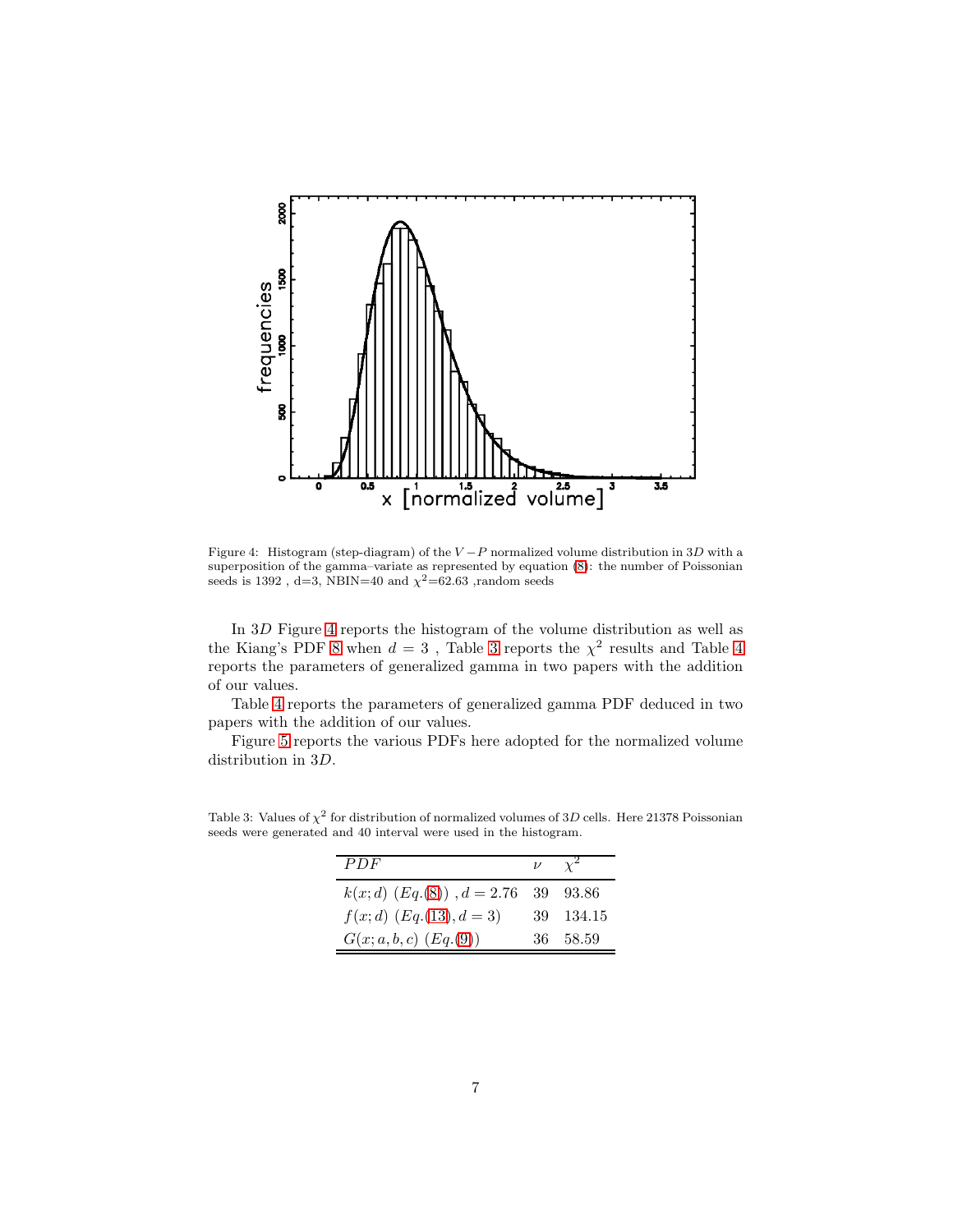Figure 4: Histogram (step-diagram) of the $V-P$ normalized volume distribution in $3D$ with a superposition of the gamma–variate as represented by equation (8): the number of Poissonian seeds is 1392 , d=3, NBIN=40 and $\chi^2$=62.63 ,random seeds

In $3D$ Figure 4 reports the histogram of the volume distribution as well as the Kiang's PDF 8 when $d = 3$ , Table 3 reports the $\chi^2$ results and Table 4 reports the parameters of generalized gamma in two papers with the addition of our values.

Table 4 reports the parameters of generalized gamma PDF deduced in two papers with the addition of our values.

Figure 5 reports the various PDFs here adopted for the normalized volume distribution in $3D$.

Table 3: Values of $\chi^2$ for distribution of normalized volumes of $3D$ cells. Here 21378 Poissonian seeds were generated and 40 interval were used in the histogram.

| $PDF$ | $\nu$ | $\chi^2$ |
|---|---|---|
| $k(x;d)$ $(Eq.(8))$ , $d = 2.76$ | 39 | 93.86 |
| $f(x;d)$ $(Eq.(13), d = 3)$ | 39 | 134.15 |
| $G(x;a,b,c)$ $(Eq.(9))$ | 36 | 58.59 |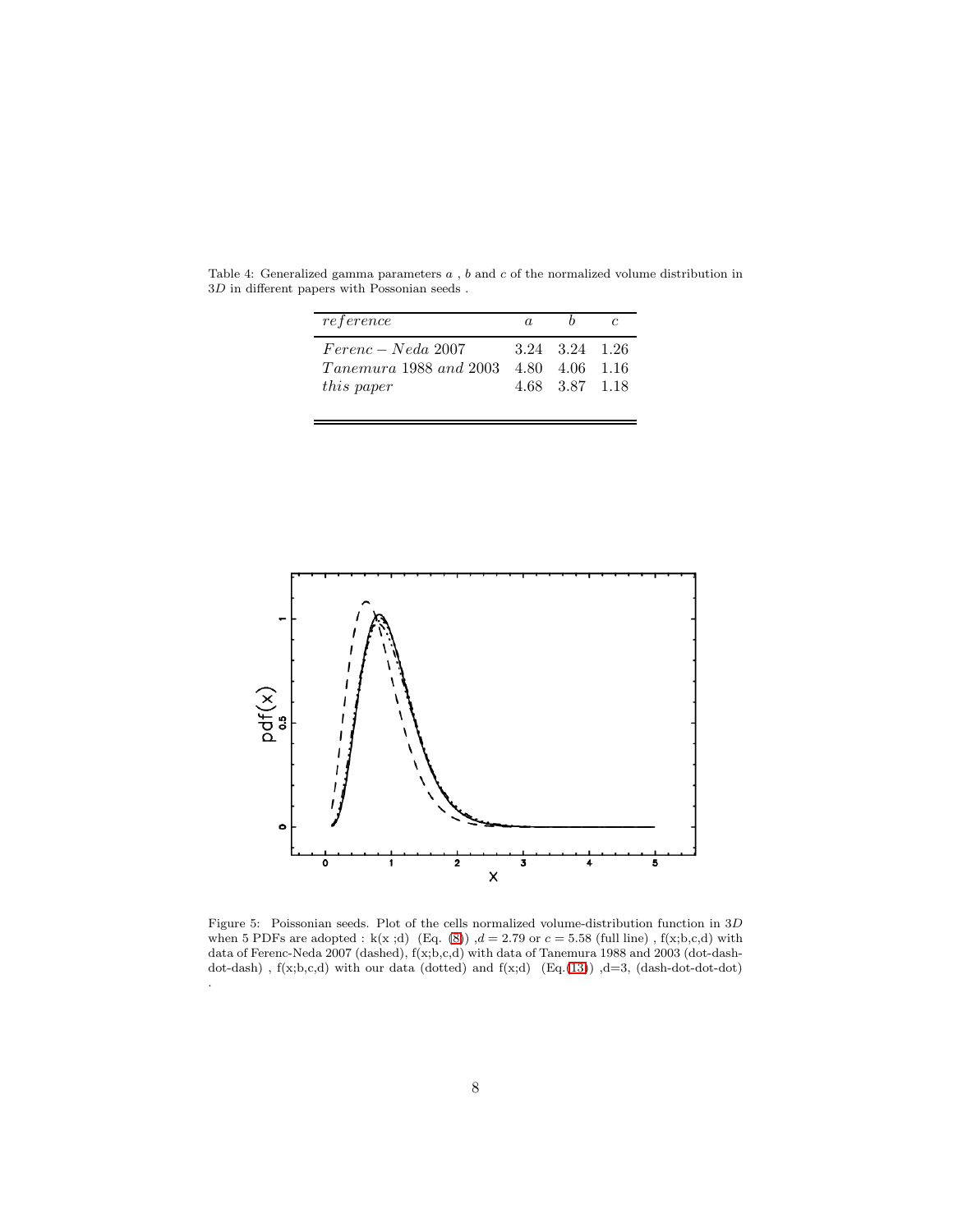Table 4: Generalized gamma parameters $a$ , $b$ and $c$ of the normalized volume distribution in $3D$ in different papers with Possonian seeds .

| $reference$ | $a$ | $b$ | $c$ |
|---|---|---|---|
| $Ferenc - Neda$ 2007 | 3.24 | 3.24 | 1.26 |
| $Tanemura$ 1988 $and$ 2003 | 4.80 | 4.06 | 1.16 |
| $this\ paper$ | 4.68 | 3.87 | 1.18 |

Figure 5: Poissonian seeds. Plot of the cells normalized volume-distribution function in $3D$ when 5 PDFs are adopted : k(x ;d) (Eq. (8)) ,$d = 2.79$ or $c = 5.58$ (full line) , f(x;b,c,d) with data of Ferenc-Neda 2007 (dashed), f(x;b,c,d) with data of Tanemura 1988 and 2003 (dot-dash-dot-dash) , f(x;b,c,d) with our data (dotted) and f(x;d) (Eq.(13)) ,d=3, (dash-dot-dot-dot) .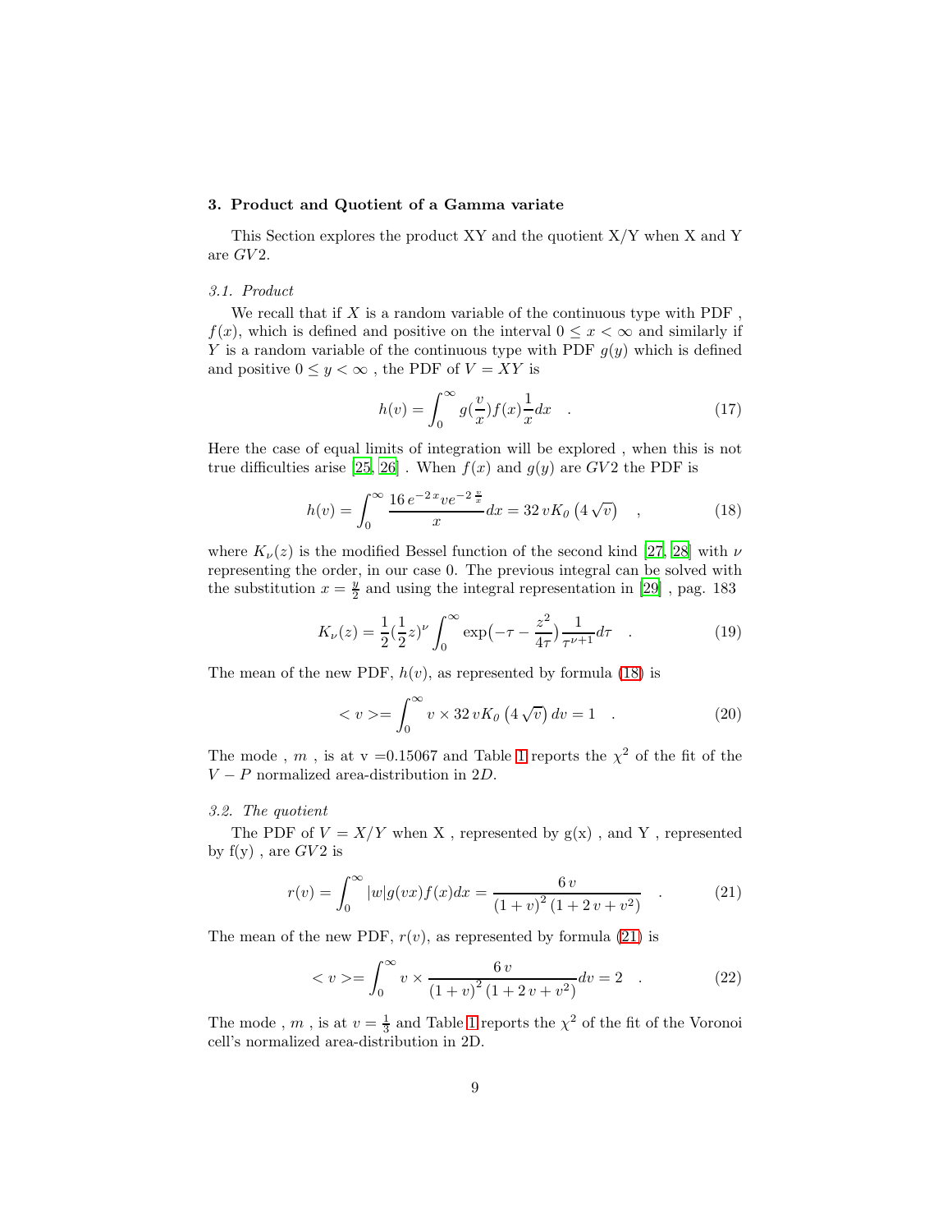## 3. Product and Quotient of a Gamma variate

This Section explores the product XY and the quotient X/Y when X and Y are $GV2$.

### 3.1. Product

We recall that if $X$ is a random variable of the continuous type with PDF , $f(x)$, which is defined and positive on the interval $0 \leq x < \infty$ and similarly if $Y$ is a random variable of the continuous type with PDF $g(y)$ which is defined and positive $0 \leq y < \infty$ , the PDF of $V = XY$ is

$$h(v) = \int_0^\infty g(\frac{v}{x}) f(x) \frac{1}{x} dx \quad . \tag{17}$$

Here the case of equal limits of integration will be explored , when this is not true difficulties arise [25, 26] . When $f(x)$ and $g(y)$ are $GV2$ the PDF is

$$h(v) = \int_0^\infty \frac{16\, e^{-2\,x} v e^{-2\,\frac{v}{x}}}{x} dx = 32\, v K_0\left(4\,\sqrt{v}\right) \quad , \tag{18}$$

where $K_\nu(z)$ is the modified Bessel function of the second kind [27, 28] with $\nu$ representing the order, in our case 0. The previous integral can be solved with the substitution $x = \frac{y}{2}$ and using the integral representation in [29] , pag. 183

$$K_\nu(z) = \frac{1}{2}(\frac{1}{2}z)^\nu \int_0^\infty \exp\bigl(-\tau - \frac{z^2}{4\tau}\bigr) \frac{1}{\tau^{\nu+1}} d\tau \quad . \tag{19}$$

The mean of the new PDF, $h(v)$, as represented by formula (18) is

$$< v >= \int_0^\infty v \times 32\, v K_0\left(4\,\sqrt{v}\right) dv = 1 \quad . \tag{20}$$

The mode , $m$ , is at v =0.15067 and Table 1 reports the $\chi^2$ of the fit of the $V-P$ normalized area-distribution in $2D$.

### 3.2. The quotient

The PDF of $V = X/Y$ when X , represented by g(x) , and Y , represented by f(y) , are $GV2$ is

$$r(v) = \int_0^\infty |w| g(vx) f(x) dx = \frac{6\, v}{\left(1+v\right)^2 \left(1 + 2\, v + v^2\right)} \quad . \tag{21}$$

The mean of the new PDF, $r(v)$, as represented by formula (21) is

$$< v >= \int_0^\infty v \times \frac{6\, v}{\left(1+v\right)^2 \left(1 + 2\, v + v^2\right)} dv = 2 \quad . \tag{22}$$

The mode , $m$ , is at $v = \frac{1}{3}$ and Table 1 reports the $\chi^2$ of the fit of the Voronoi cell's normalized area-distribution in 2D.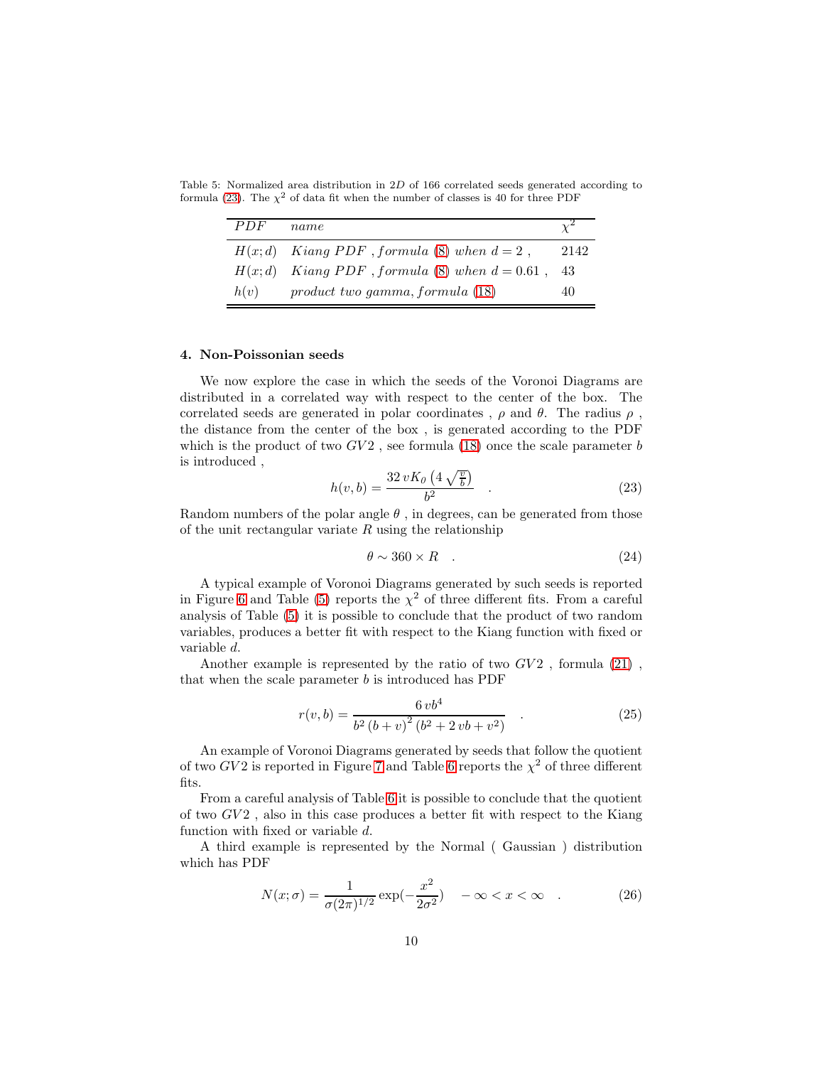Table 5: Normalized area distribution in $2D$ of 166 correlated seeds generated according to formula (23). The $\chi^2$ of data fit when the number of classes is 40 for three PDF

| $PDF$ | $name$ | $\chi^2$ |
|---|---|---|
| $H(x;d)$ | $Kiang\ PDF\ , formula$ (8) $when\ d=2$ , | 2142 |
| $H(x;d)$ | $Kiang\ PDF\ , formula$ (8) $when\ d=0.61$ , | 43 |
| $h(v)$ | $product\ two\ gamma, formula$ (18) | 40 |

### 4. Non-Poissonian seeds

We now explore the case in which the seeds of the Voronoi Diagrams are distributed in a correlated way with respect to the center of the box. The correlated seeds are generated in polar coordinates , $\rho$ and $\theta$. The radius $\rho$ , the distance from the center of the box , is generated according to the PDF which is the product of two $GV2$ , see formula (18) once the scale parameter $b$ is introduced ,

$$h(v,b) = \frac{32\, v K_0\left(4\,\sqrt{\frac{v}{b}}\right)}{b^2} \quad . \tag{23}$$

Random numbers of the polar angle $\theta$ , in degrees, can be generated from those of the unit rectangular variate $R$ using the relationship

$$\theta \sim 360 \times R \quad . \tag{24}$$

A typical example of Voronoi Diagrams generated by such seeds is reported in Figure 6 and Table (5) reports the $\chi^2$ of three different fits. From a careful analysis of Table (5) it is possible to conclude that the product of two random variables, produces a better fit with respect to the Kiang function with fixed or variable $d$.

Another example is represented by the ratio of two $GV2$ , formula (21) , that when the scale parameter $b$ is introduced has PDF

$$r(v,b) = \frac{6\, v b^4}{b^2\,(b+v)^2\,(b^2+2\,vb+v^2)} \quad . \tag{25}$$

An example of Voronoi Diagrams generated by seeds that follow the quotient of two $GV2$ is reported in Figure 7 and Table 6 reports the $\chi^2$ of three different fits.

From a careful analysis of Table 6 it is possible to conclude that the quotient of two $GV2$ , also in this case produces a better fit with respect to the Kiang function with fixed or variable $d$.

A third example is represented by the Normal ( Gaussian ) distribution which has PDF

$$N(x;\sigma) = \frac{1}{\sigma(2\pi)^{1/2}}\exp(-\frac{x^2}{2\sigma^2}) \quad -\infty < x < \infty \quad . \tag{26}$$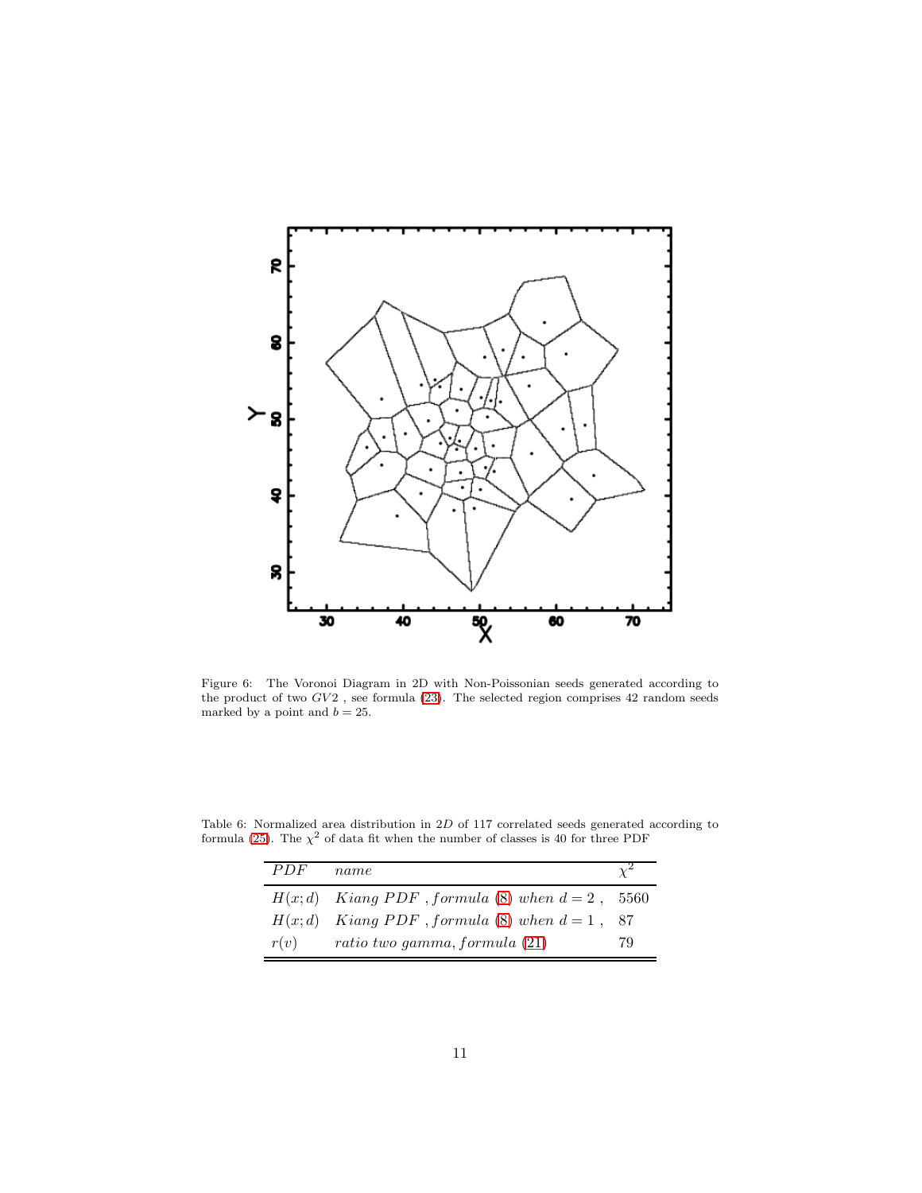Figure 6: The Voronoi Diagram in 2D with Non-Poissonian seeds generated according to the product of two $GV2$ , see formula (23). The selected region comprises 42 random seeds marked by a point and $b = 25$.

Table 6: Normalized area distribution in $2D$ of 117 correlated seeds generated according to formula (25). The $\chi^2$ of data fit when the number of classes is 40 for three PDF

| $PDF$ | $name$ | $\chi^2$ |
|---|---|---|
| $H(x; d)$ | $Kiang\ PDF\ , formula$ (8) $when\ d = 2$ , | 5560 |
| $H(x; d)$ | $Kiang\ PDF\ , formula$ (8) $when\ d = 1$ , | 87 |
| $r(v)$ | $ratio\ two\ gamma, formula$ (21) | 79 |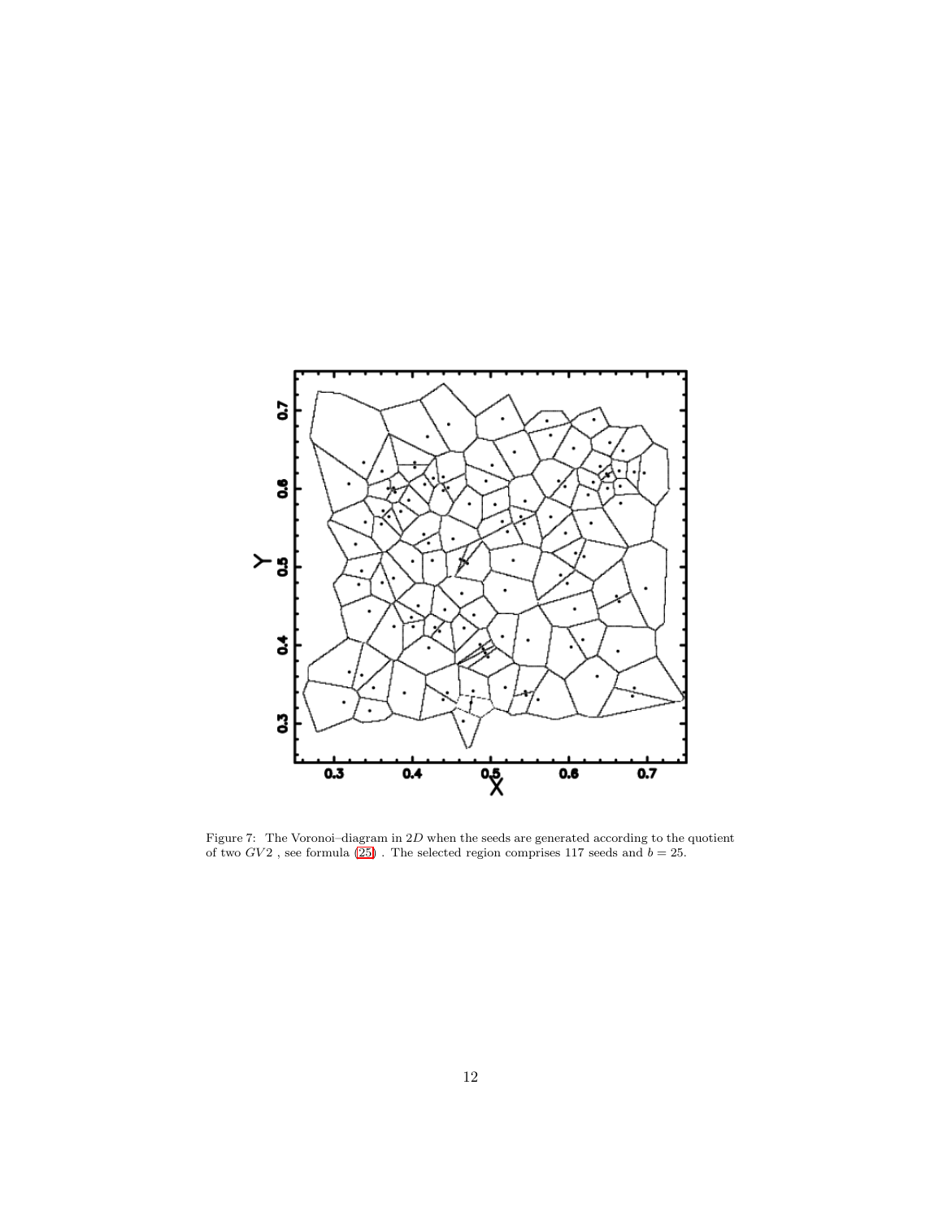Figure 7: The Voronoi–diagram in $2D$ when the seeds are generated according to the quotient of two $GV2$ , see formula (25) . The selected region comprises 117 seeds and $b = 25$.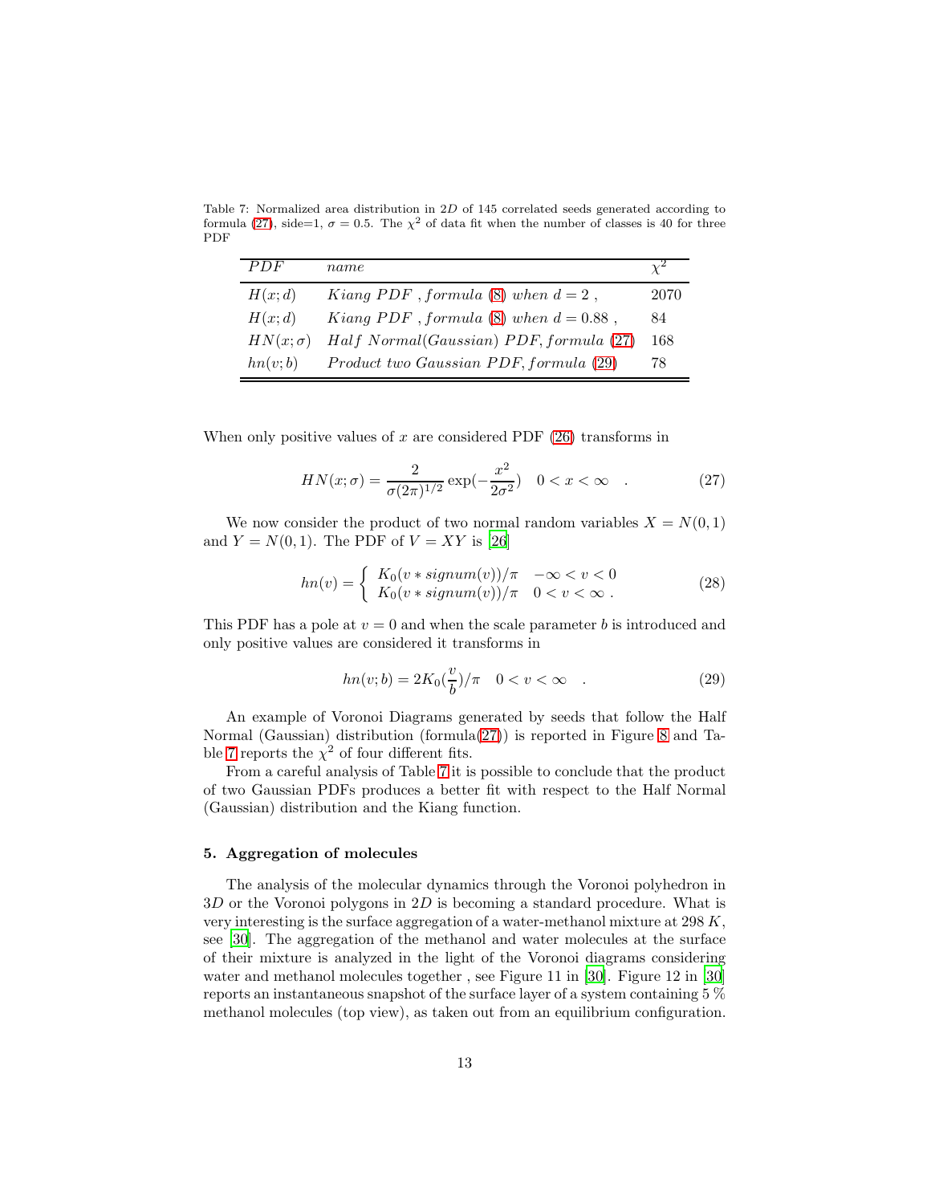Table 7: Normalized area distribution in $2D$ of 145 correlated seeds generated according to formula (27), side=1, $\sigma = 0.5$. The $\chi^2$ of data fit when the number of classes is 40 for three PDF

| $PDF$ | $name$ | $\chi^2$ |
|---|---|---|
| $H(x;d)$ | $Kiang\ PDF$ , $formula$ (8) $when\ d = 2$ , | 2070 |
| $H(x;d)$ | $Kiang\ PDF$ , $formula$ (8) $when\ d = 0.88$ , | 84 |
| $HN(x;\sigma)$ | $Half\ Normal(Gaussian)\ PDF, formula$ (27) | 168 |
| $hn(v;b)$ | $Product\ two\ Gaussian\ PDF, formula$ (29) | 78 |

When only positive values of $x$ are considered PDF (26) transforms in

$$HN(x;\sigma) = \frac{2}{\sigma(2\pi)^{1/2}} \exp(-\frac{x^2}{2\sigma^2}) \quad 0 < x < \infty \quad . \tag{27}$$

We now consider the product of two normal random variables $X = N(0,1)$ and $Y = N(0,1)$. The PDF of $V = XY$ is [26]

$$hn(v) = \begin{cases} K_0(v * signum(v))/\pi & -\infty < v < 0 \\ K_0(v * signum(v))/\pi & 0 < v < \infty \ . \end{cases} \tag{28}$$

This PDF has a pole at $v = 0$ and when the scale parameter $b$ is introduced and only positive values are considered it transforms in

$$hn(v;b) = 2K_0(\frac{v}{b})/\pi \quad 0 < v < \infty \quad . \tag{29}$$

An example of Voronoi Diagrams generated by seeds that follow the Half Normal (Gaussian) distribution (formula(27)) is reported in Figure 8 and Table 7 reports the $\chi^2$ of four different fits.

From a careful analysis of Table 7 it is possible to conclude that the product of two Gaussian PDFs produces a better fit with respect to the Half Normal (Gaussian) distribution and the Kiang function.

## 5. Aggregation of molecules

The analysis of the molecular dynamics through the Voronoi polyhedron in $3D$ or the Voronoi polygons in $2D$ is becoming a standard procedure. What is very interesting is the surface aggregation of a water-methanol mixture at 298 $K$, see [30]. The aggregation of the methanol and water molecules at the surface of their mixture is analyzed in the light of the Voronoi diagrams considering water and methanol molecules together , see Figure 11 in [30]. Figure 12 in [30] reports an instantaneous snapshot of the surface layer of a system containing 5 % methanol molecules (top view), as taken out from an equilibrium configuration.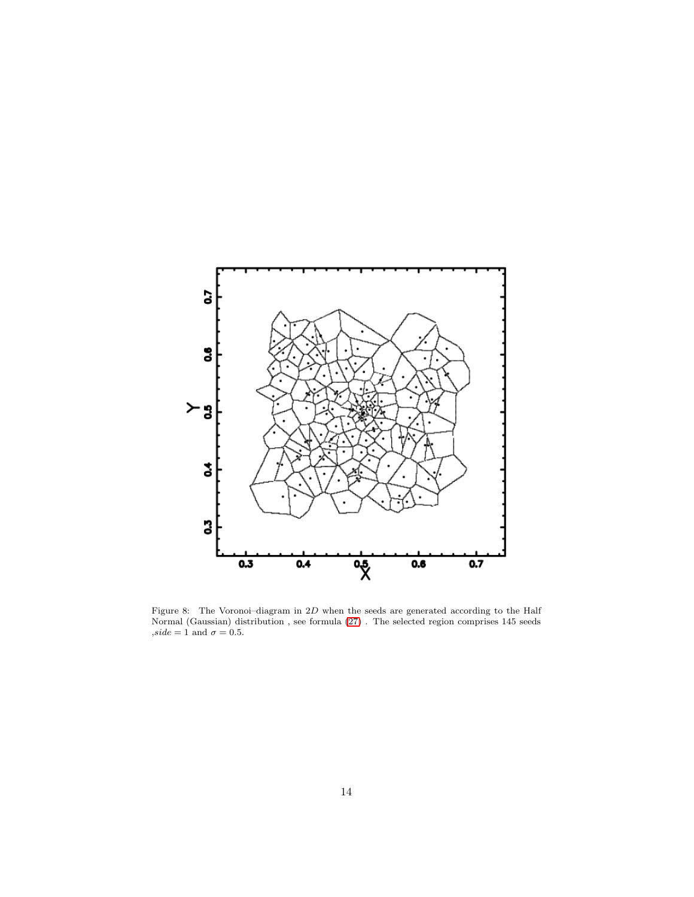Figure 8: The Voronoi–diagram in $2D$ when the seeds are generated according to the Half Normal (Gaussian) distribution , see formula (27) . The selected region comprises 145 seeds ,$side = 1$ and $\sigma = 0.5$.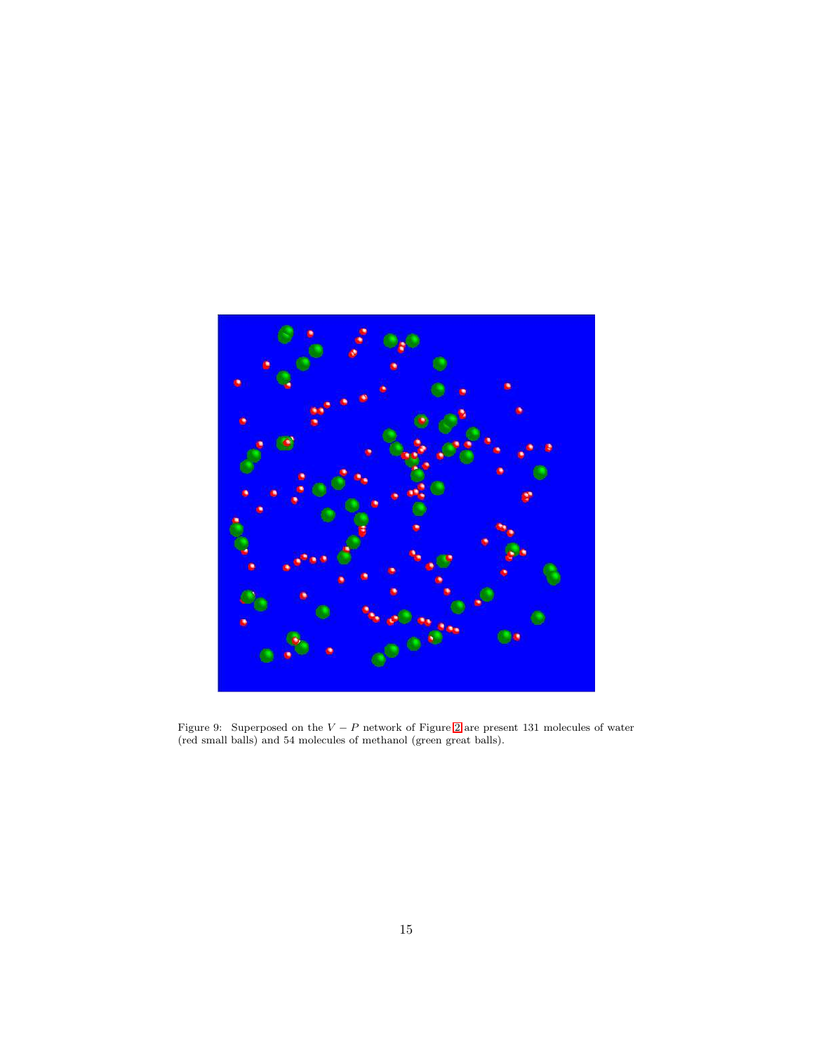Figure 9: Superposed on the $V-P$ network of Figure 2 are present 131 molecules of water (red small balls) and 54 molecules of methanol (green great balls).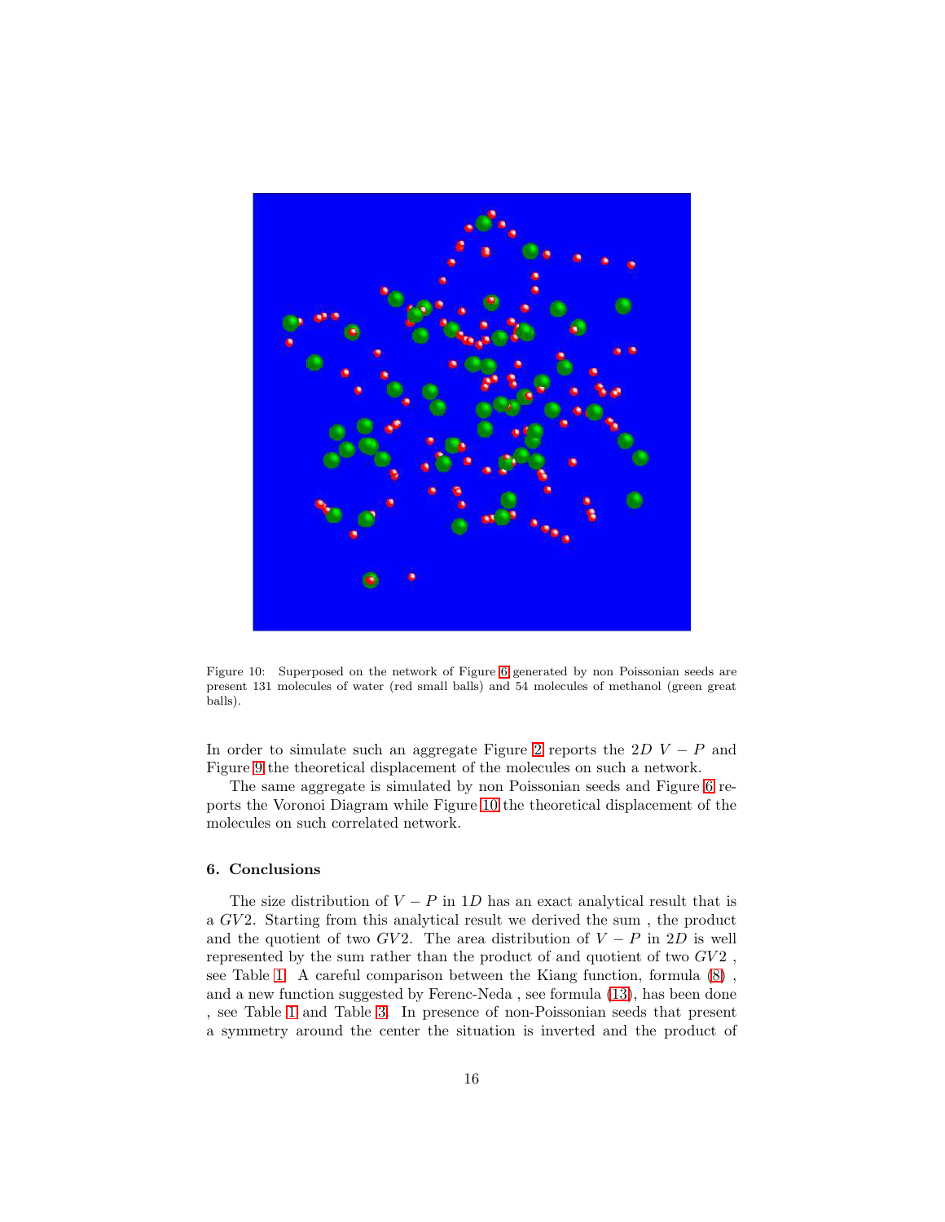Figure 10: Superposed on the network of Figure 6 generated by non Poissonian seeds are present 131 molecules of water (red small balls) and 54 molecules of methanol (green great balls).

In order to simulate such an aggregate Figure 2 reports the $2D$ $V-P$ and Figure 9 the theoretical displacement of the molecules on such a network.

The same aggregate is simulated by non Poissonian seeds and Figure 6 reports the Voronoi Diagram while Figure 10 the theoretical displacement of the molecules on such correlated network.

## 6. Conclusions

The size distribution of $V-P$ in $1D$ has an exact analytical result that is a $GV2$. Starting from this analytical result we derived the sum , the product and the quotient of two $GV2$. The area distribution of $V-P$ in $2D$ is well represented by the sum rather than the product of and quotient of two $GV2$ , see Table 1. A careful comparison between the Kiang function, formula (8) , and a new function suggested by Ferenc-Neda , see formula (13), has been done , see Table 1 and Table 3. In presence of non-Poissonian seeds that present a symmetry around the center the situation is inverted and the product of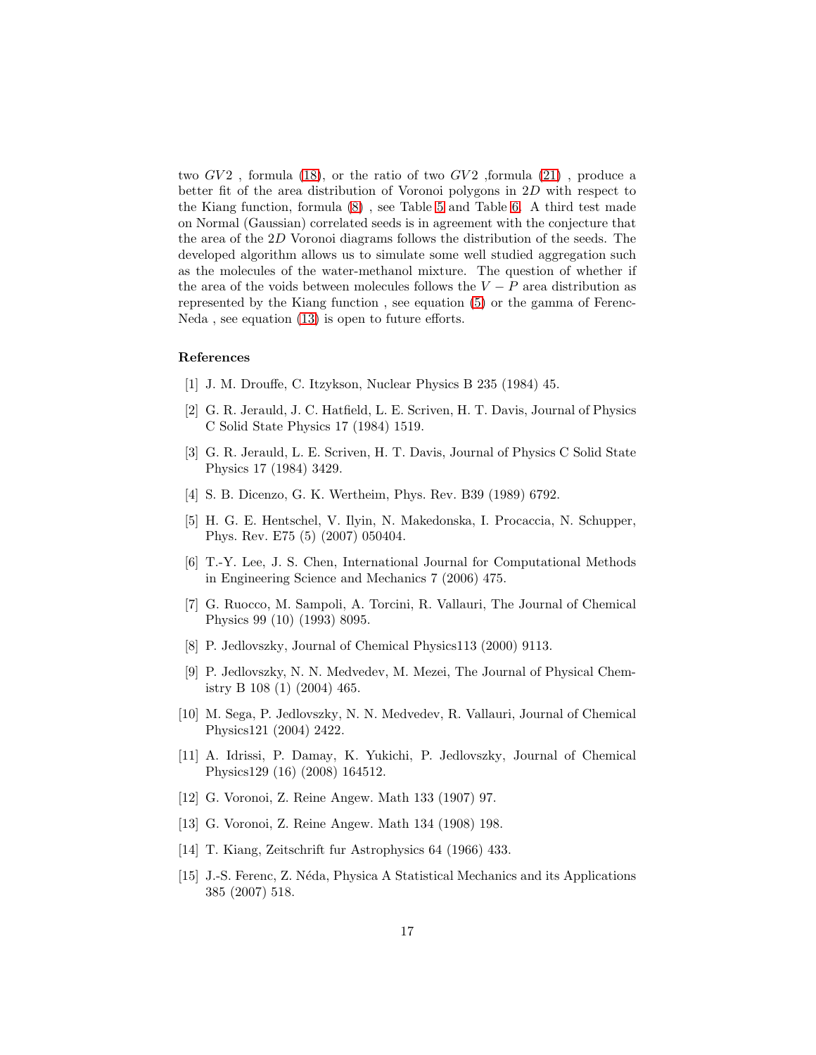two $GV2$ , formula (18), or the ratio of two $GV2$ ,formula (21) , produce a better fit of the area distribution of Voronoi polygons in $2D$ with respect to the Kiang function, formula (8) , see Table 5 and Table 6. A third test made on Normal (Gaussian) correlated seeds is in agreement with the conjecture that the area of the $2D$ Voronoi diagrams follows the distribution of the seeds. The developed algorithm allows us to simulate some well studied aggregation such as the molecules of the water-methanol mixture. The question of whether if the area of the voids between molecules follows the $V-P$ area distribution as represented by the Kiang function , see equation (5) or the gamma of Ferenc-Neda , see equation (13) is open to future efforts.

## References

[1] J. M. Drouffe, C. Itzykson, Nuclear Physics B 235 (1984) 45.

[2] G. R. Jerauld, J. C. Hatfield, L. E. Scriven, H. T. Davis, Journal of Physics C Solid State Physics 17 (1984) 1519.

[3] G. R. Jerauld, L. E. Scriven, H. T. Davis, Journal of Physics C Solid State Physics 17 (1984) 3429.

[4] S. B. Dicenzo, G. K. Wertheim, Phys. Rev. B39 (1989) 6792.

[5] H. G. E. Hentschel, V. Ilyin, N. Makedonska, I. Procaccia, N. Schupper, Phys. Rev. E75 (5) (2007) 050404.

[6] T.-Y. Lee, J. S. Chen, International Journal for Computational Methods in Engineering Science and Mechanics 7 (2006) 475.

[7] G. Ruocco, M. Sampoli, A. Torcini, R. Vallauri, The Journal of Chemical Physics 99 (10) (1993) 8095.

[8] P. Jedlovszky, Journal of Chemical Physics113 (2000) 9113.

[9] P. Jedlovszky, N. N. Medvedev, M. Mezei, The Journal of Physical Chemistry B 108 (1) (2004) 465.

[10] M. Sega, P. Jedlovszky, N. N. Medvedev, R. Vallauri, Journal of Chemical Physics121 (2004) 2422.

[11] A. Idrissi, P. Damay, K. Yukichi, P. Jedlovszky, Journal of Chemical Physics129 (16) (2008) 164512.

[12] G. Voronoi, Z. Reine Angew. Math 133 (1907) 97.

[13] G. Voronoi, Z. Reine Angew. Math 134 (1908) 198.

[14] T. Kiang, Zeitschrift fur Astrophysics 64 (1966) 433.

[15] J.-S. Ferenc, Z. Néda, Physica A Statistical Mechanics and its Applications 385 (2007) 518.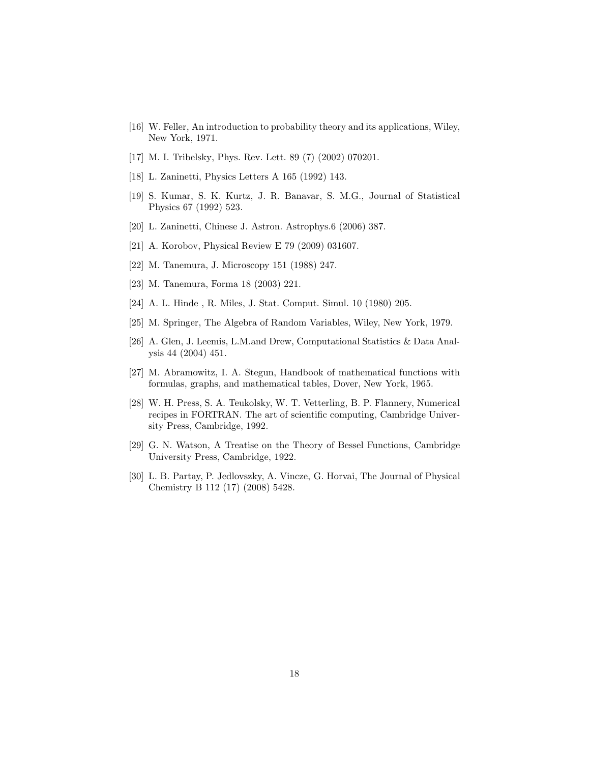[16] W. Feller, An introduction to probability theory and its applications, Wiley, New York, 1971.

[17] M. I. Tribelsky, Phys. Rev. Lett. 89 (7) (2002) 070201.

[18] L. Zaninetti, Physics Letters A 165 (1992) 143.

[19] S. Kumar, S. K. Kurtz, J. R. Banavar, S. M.G., Journal of Statistical Physics 67 (1992) 523.

[20] L. Zaninetti, Chinese J. Astron. Astrophys.6 (2006) 387.

[21] A. Korobov, Physical Review E 79 (2009) 031607.

[22] M. Tanemura, J. Microscopy 151 (1988) 247.

[23] M. Tanemura, Forma 18 (2003) 221.

[24] A. L. Hinde , R. Miles, J. Stat. Comput. Simul. 10 (1980) 205.

[25] M. Springer, The Algebra of Random Variables, Wiley, New York, 1979.

[26] A. Glen, J. Leemis, L.M.and Drew, Computational Statistics & Data Analysis 44 (2004) 451.

[27] M. Abramowitz, I. A. Stegun, Handbook of mathematical functions with formulas, graphs, and mathematical tables, Dover, New York, 1965.

[28] W. H. Press, S. A. Teukolsky, W. T. Vetterling, B. P. Flannery, Numerical recipes in FORTRAN. The art of scientific computing, Cambridge University Press, Cambridge, 1992.

[29] G. N. Watson, A Treatise on the Theory of Bessel Functions, Cambridge University Press, Cambridge, 1922.

[30] L. B. Partay, P. Jedlovszky, A. Vincze, G. Horvai, The Journal of Physical Chemistry B 112 (17) (2008) 5428.